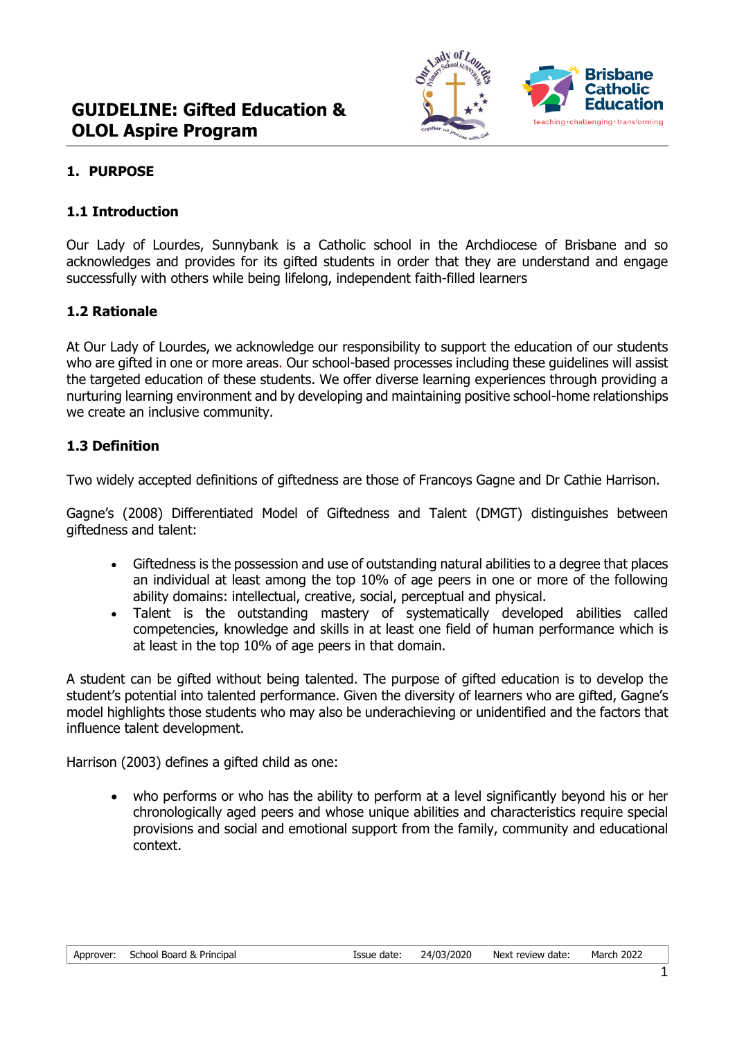# GUIDELINE: Gifted Education & OLOL Aspire Program

## 1. PURPOSE

### 1.1 Introduction

Our Lady of Lourdes, Sunnybank is a Catholic school in the Archdiocese of Brisbane and so acknowledges and provides for its gifted students in order that they are understand and engage successfully with others while being lifelong, independent faith-filled learners

### 1.2 Rationale

At Our Lady of Lourdes, we acknowledge our responsibility to support the education of our students who are gifted in one or more areas. Our school-based processes including these guidelines will assist the targeted education of these students. We offer diverse learning experiences through providing a nurturing learning environment and by developing and maintaining positive school-home relationships we create an inclusive community.

### 1.3 Definition

Two widely accepted definitions of giftedness are those of Francoys Gagne and Dr Cathie Harrison.

Gagne's (2008) Differentiated Model of Giftedness and Talent (DMGT) distinguishes between giftedness and talent:

- Giftedness is the possession and use of outstanding natural abilities to a degree that places an individual at least among the top 10% of age peers in one or more of the following ability domains: intellectual, creative, social, perceptual and physical.
- Talent is the outstanding mastery of systematically developed abilities called competencies, knowledge and skills in at least one field of human performance which is at least in the top 10% of age peers in that domain.

A student can be gifted without being talented. The purpose of gifted education is to develop the student's potential into talented performance. Given the diversity of learners who are gifted, Gagne's model highlights those students who may also be underachieving or unidentified and the factors that influence talent development.

Harrison (2003) defines a gifted child as one:

- who performs or who has the ability to perform at a level significantly beyond his or her chronologically aged peers and whose unique abilities and characteristics require special provisions and social and emotional support from the family, community and educational context.

| Approver: | School Board & Principal | Issue date: | 24/03/2020 | Next review date: | March 2022 |
|---|---|---|---|---|---|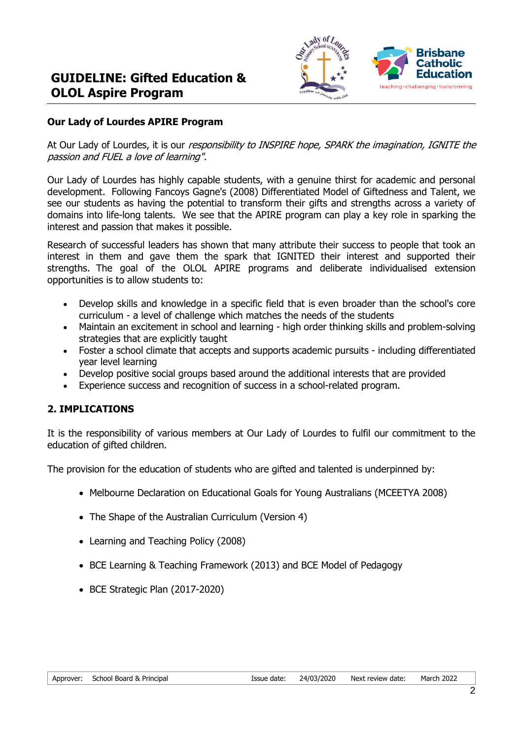# GUIDELINE: Gifted Education & OLOL Aspire Program

**Our Lady of Lourdes APIRE Program**

At Our Lady of Lourdes, it is our *responsibility to INSPIRE hope, SPARK the imagination, IGNITE the passion and FUEL a love of learning".*

Our Lady of Lourdes has highly capable students, with a genuine thirst for academic and personal development. Following Fancoys Gagne's (2008) Differentiated Model of Giftedness and Talent, we see our students as having the potential to transform their gifts and strengths across a variety of domains into life-long talents. We see that the APIRE program can play a key role in sparking the interest and passion that makes it possible.

Research of successful leaders has shown that many attribute their success to people that took an interest in them and gave them the spark that IGNITED their interest and supported their strengths. The goal of the OLOL APIRE programs and deliberate individualised extension opportunities is to allow students to:

- Develop skills and knowledge in a specific field that is even broader than the school's core curriculum - a level of challenge which matches the needs of the students
- Maintain an excitement in school and learning - high order thinking skills and problem-solving strategies that are explicitly taught
- Foster a school climate that accepts and supports academic pursuits - including differentiated year level learning
- Develop positive social groups based around the additional interests that are provided
- Experience success and recognition of success in a school-related program.

## 2. IMPLICATIONS

It is the responsibility of various members at Our Lady of Lourdes to fulfil our commitment to the education of gifted children.

The provision for the education of students who are gifted and talented is underpinned by:

- Melbourne Declaration on Educational Goals for Young Australians (MCEETYA 2008)
- The Shape of the Australian Curriculum (Version 4)
- Learning and Teaching Policy (2008)
- BCE Learning & Teaching Framework (2013) and BCE Model of Pedagogy
- BCE Strategic Plan (2017-2020)

| Approver: | School Board & Principal | Issue date: | 24/03/2020 | Next review date: | March 2022 |
| --- | --- | --- | --- | --- | --- |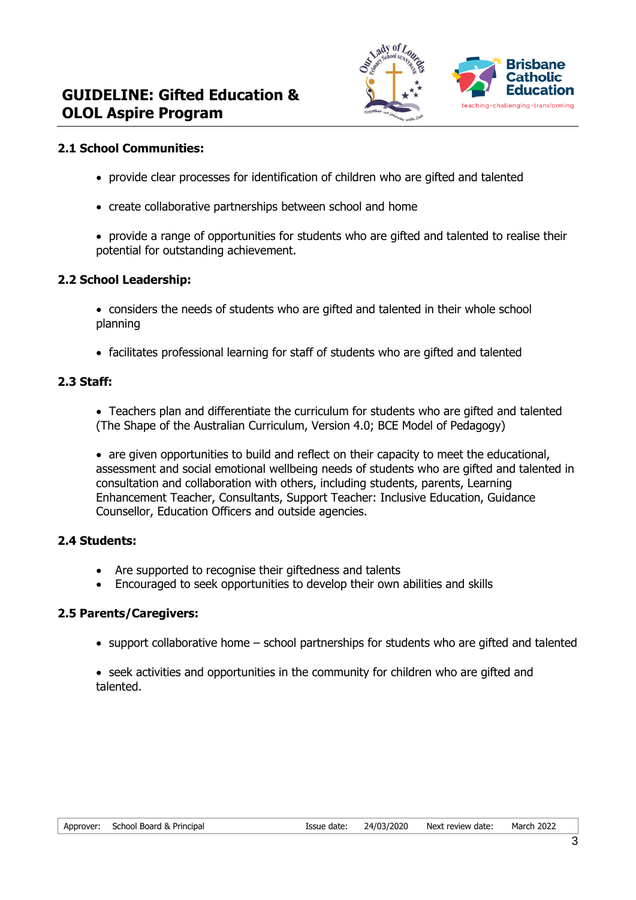### 2.1 School Communities:

- provide clear processes for identification of children who are gifted and talented
- create collaborative partnerships between school and home
- provide a range of opportunities for students who are gifted and talented to realise their potential for outstanding achievement.

### 2.2 School Leadership:

- considers the needs of students who are gifted and talented in their whole school planning
- facilitates professional learning for staff of students who are gifted and talented

### 2.3 Staff:

- Teachers plan and differentiate the curriculum for students who are gifted and talented (The Shape of the Australian Curriculum, Version 4.0; BCE Model of Pedagogy)
- are given opportunities to build and reflect on their capacity to meet the educational, assessment and social emotional wellbeing needs of students who are gifted and talented in consultation and collaboration with others, including students, parents, Learning Enhancement Teacher, Consultants, Support Teacher: Inclusive Education, Guidance Counsellor, Education Officers and outside agencies.

### 2.4 Students:

- Are supported to recognise their giftedness and talents
- Encouraged to seek opportunities to develop their own abilities and skills

### 2.5 Parents/Caregivers:

- support collaborative home – school partnerships for students who are gifted and talented
- seek activities and opportunities in the community for children who are gifted and talented.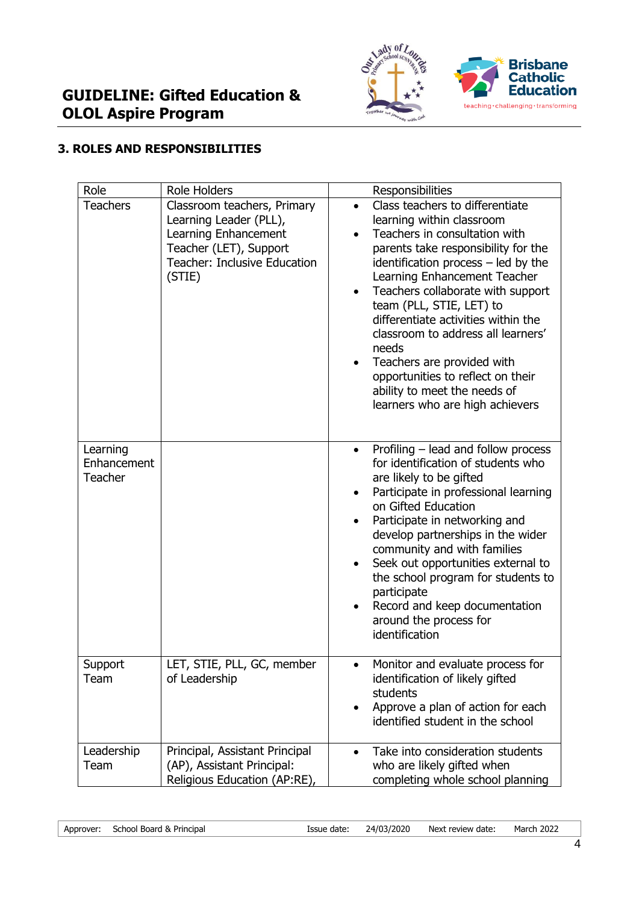## 3. ROLES AND RESPONSIBILITIES

| Role | Role Holders | Responsibilities |
|---|---|---|
| Teachers | Classroom teachers, Primary Learning Leader (PLL), Learning Enhancement Teacher (LET), Support Teacher: Inclusive Education (STIE) | • Class teachers to differentiate learning within classroom<br>• Teachers in consultation with parents take responsibility for the identification process – led by the Learning Enhancement Teacher<br>• Teachers collaborate with support team (PLL, STIE, LET) to differentiate activities within the classroom to address all learners' needs<br>• Teachers are provided with opportunities to reflect on their ability to meet the needs of learners who are high achievers |
| Learning Enhancement Teacher | | • Profiling – lead and follow process for identification of students who are likely to be gifted<br>• Participate in professional learning on Gifted Education<br>• Participate in networking and develop partnerships in the wider community and with families<br>• Seek out opportunities external to the school program for students to participate<br>• Record and keep documentation around the process for identification |
| Support Team | LET, STIE, PLL, GC, member of Leadership | • Monitor and evaluate process for identification of likely gifted students<br>• Approve a plan of action for each identified student in the school |
| Leadership Team | Principal, Assistant Principal (AP), Assistant Principal: Religious Education (AP:RE), | • Take into consideration students who are likely gifted when completing whole school planning |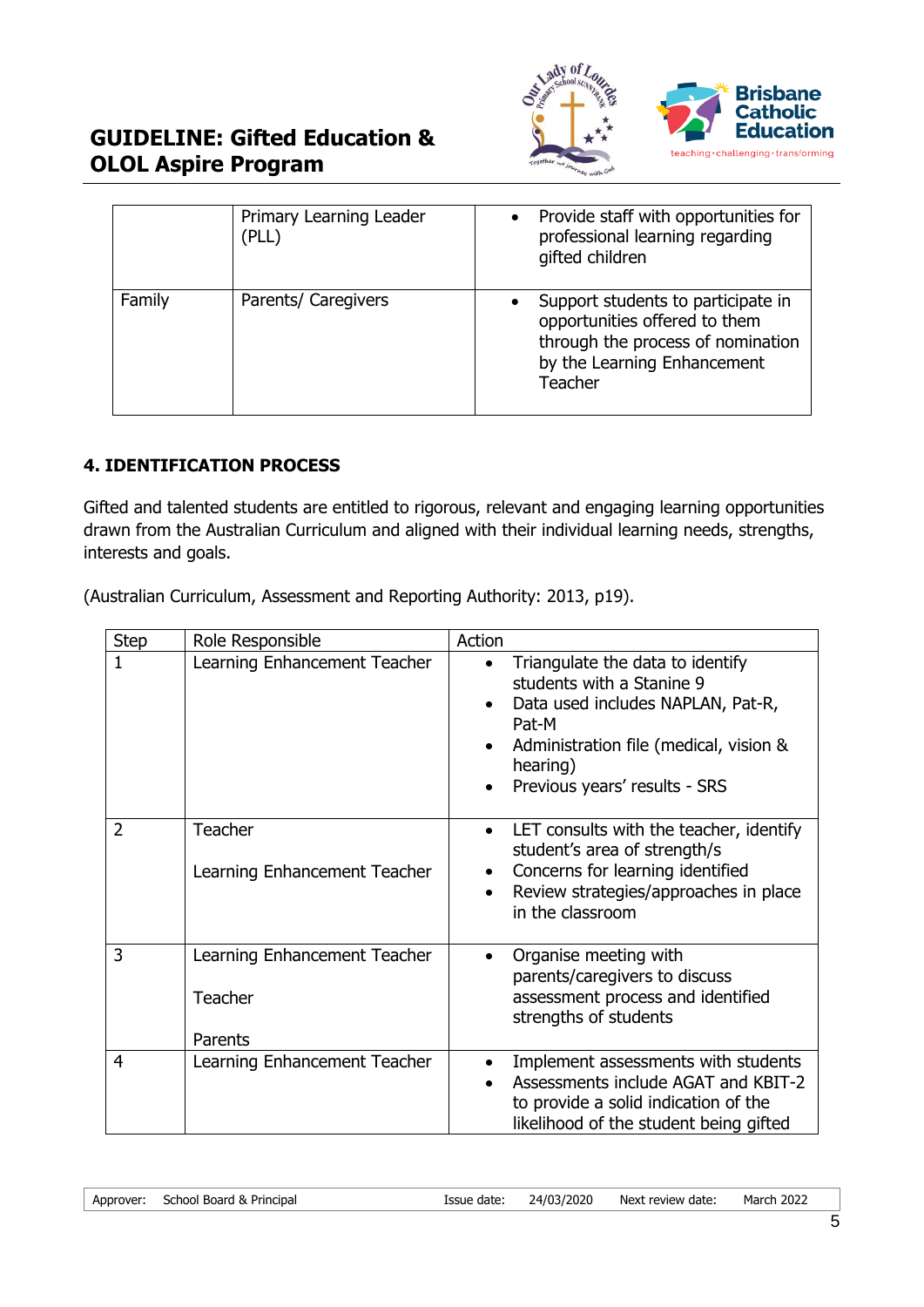| | Primary Learning Leader (PLL) | • Provide staff with opportunities for professional learning regarding gifted children |
|---|---|---|
| Family | Parents/ Caregivers | • Support students to participate in opportunities offered to them through the process of nomination by the Learning Enhancement Teacher |

## 4. IDENTIFICATION PROCESS

Gifted and talented students are entitled to rigorous, relevant and engaging learning opportunities drawn from the Australian Curriculum and aligned with their individual learning needs, strengths, interests and goals.

(Australian Curriculum, Assessment and Reporting Authority: 2013, p19).

| Step | Role Responsible | Action |
|---|---|---|
| 1 | Learning Enhancement Teacher | • Triangulate the data to identify students with a Stanine 9<br>• Data used includes NAPLAN, Pat-R, Pat-M<br>• Administration file (medical, vision & hearing)<br>• Previous years' results - SRS |
| 2 | Teacher<br><br>Learning Enhancement Teacher | • LET consults with the teacher, identify student's area of strength/s<br>• Concerns for learning identified<br>• Review strategies/approaches in place in the classroom |
| 3 | Learning Enhancement Teacher<br><br>Teacher<br><br>Parents | • Organise meeting with parents/caregivers to discuss assessment process and identified strengths of students |
| 4 | Learning Enhancement Teacher | • Implement assessments with students<br>• Assessments include AGAT and KBIT-2 to provide a solid indication of the likelihood of the student being gifted |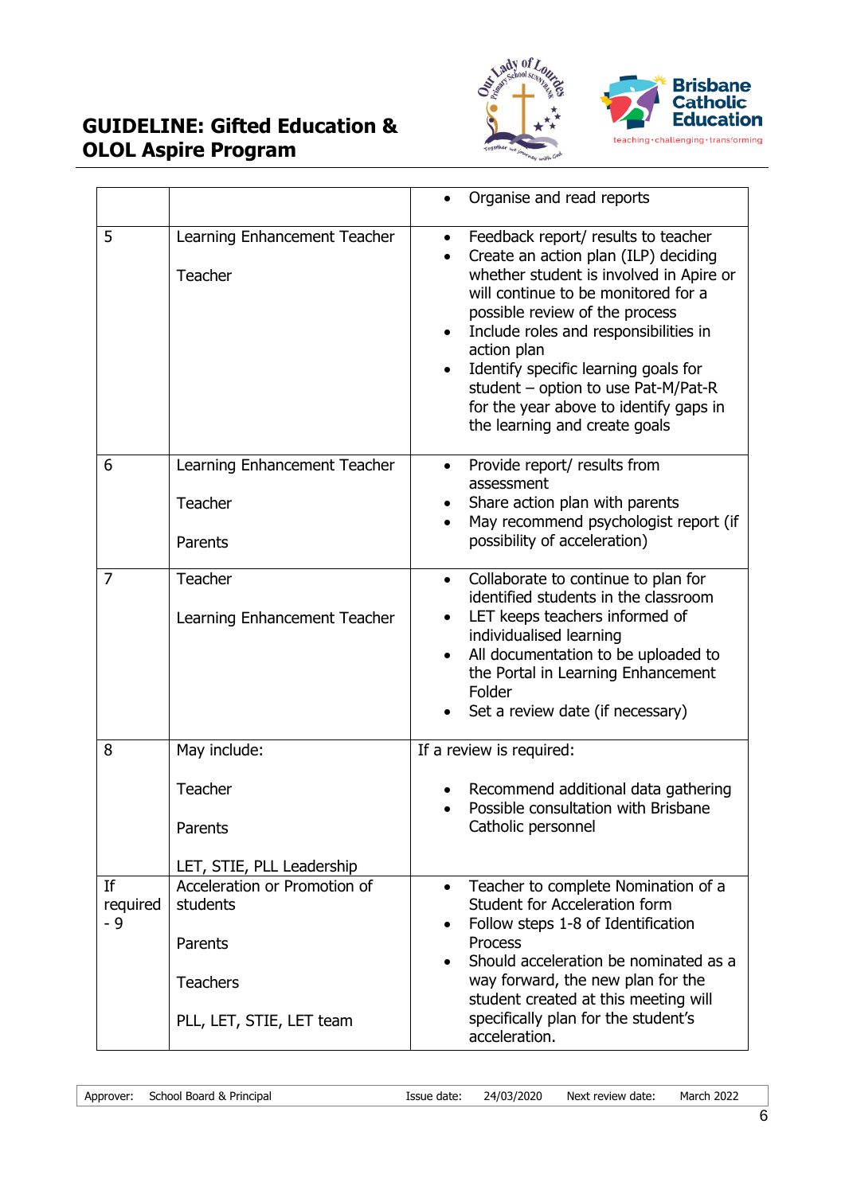| | | |
|---|---|---|
| | | • Organise and read reports |
| 5 | Learning Enhancement Teacher<br><br>Teacher | • Feedback report/ results to teacher<br>• Create an action plan (ILP) deciding whether student is involved in Apire or will continue to be monitored for a possible review of the process<br>• Include roles and responsibilities in action plan<br>• Identify specific learning goals for student – option to use Pat-M/Pat-R for the year above to identify gaps in the learning and create goals |
| 6 | Learning Enhancement Teacher<br><br>Teacher<br><br>Parents | • Provide report/ results from assessment<br>• Share action plan with parents<br>• May recommend psychologist report (if possibility of acceleration) |
| 7 | Teacher<br><br>Learning Enhancement Teacher | • Collaborate to continue to plan for identified students in the classroom<br>• LET keeps teachers informed of individualised learning<br>• All documentation to be uploaded to the Portal in Learning Enhancement Folder<br>• Set a review date (if necessary) |
| 8 | May include:<br><br>Teacher<br><br>Parents<br><br>LET, STIE, PLL Leadership | If a review is required:<br><br>• Recommend additional data gathering<br>• Possible consultation with Brisbane Catholic personnel |
| If required - 9 | Acceleration or Promotion of students<br><br>Parents<br><br>Teachers<br><br>PLL, LET, STIE, LET team | • Teacher to complete Nomination of a Student for Acceleration form<br>• Follow steps 1-8 of Identification Process<br>• Should acceleration be nominated as a way forward, the new plan for the student created at this meeting will specifically plan for the student's acceleration. |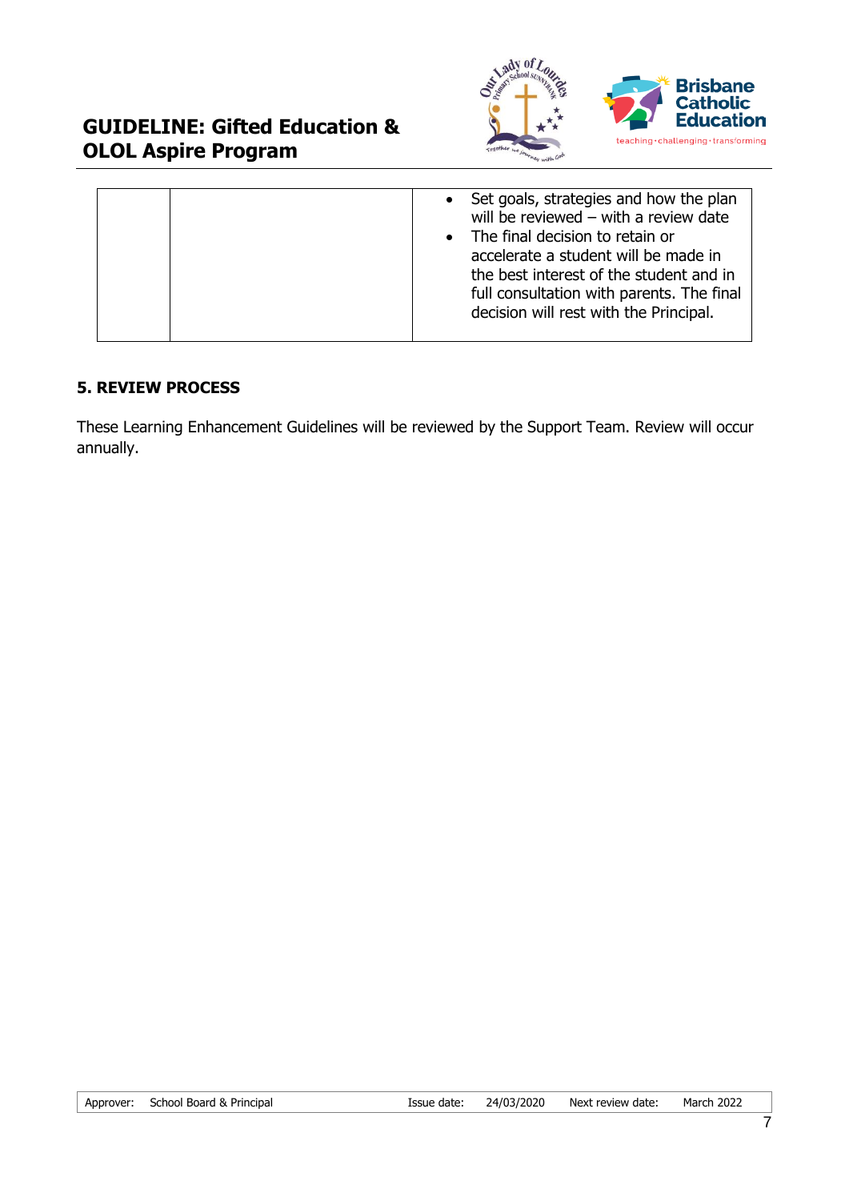| | | |
|---|---|---|
| | | • Set goals, strategies and how the plan will be reviewed – with a review date<br>• The final decision to retain or accelerate a student will be made in the best interest of the student and in full consultation with parents. The final decision will rest with the Principal. |

## 5. REVIEW PROCESS

These Learning Enhancement Guidelines will be reviewed by the Support Team. Review will occur annually.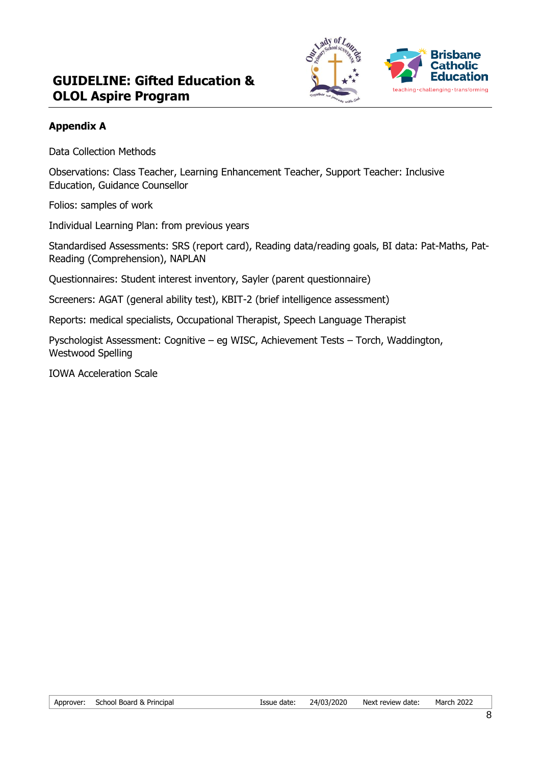## Appendix A

Data Collection Methods

Observations: Class Teacher, Learning Enhancement Teacher, Support Teacher: Inclusive Education, Guidance Counsellor

Folios: samples of work

Individual Learning Plan: from previous years

Standardised Assessments: SRS (report card), Reading data/reading goals, BI data: Pat-Maths, Pat-Reading (Comprehension), NAPLAN

Questionnaires: Student interest inventory, Sayler (parent questionnaire)

Screeners: AGAT (general ability test), KBIT-2 (brief intelligence assessment)

Reports: medical specialists, Occupational Therapist, Speech Language Therapist

Pyschologist Assessment: Cognitive – eg WISC, Achievement Tests – Torch, Waddington, Westwood Spelling

IOWA Acceleration Scale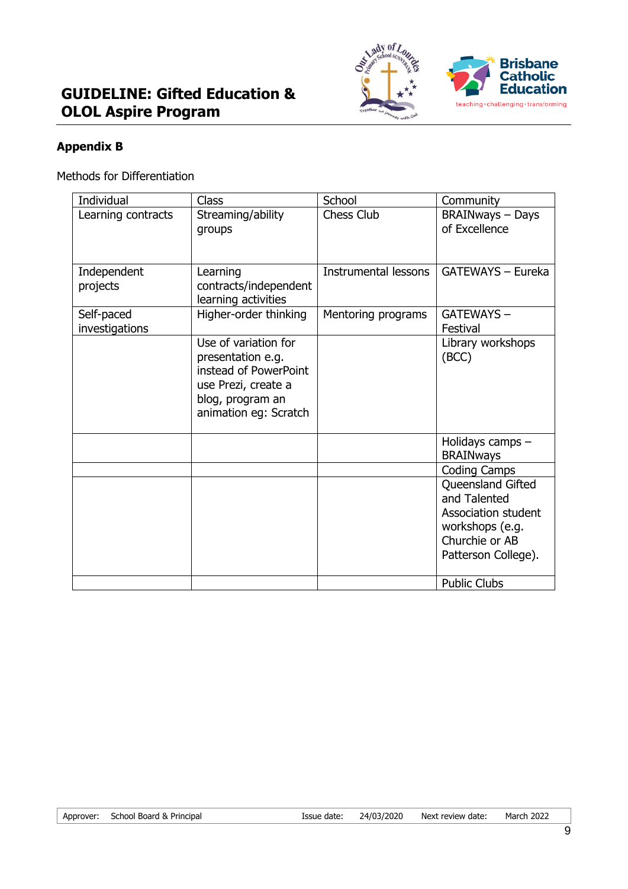## Appendix B

Methods for Differentiation

| Individual | Class | School | Community |
|---|---|---|---|
| Learning contracts | Streaming/ability groups | Chess Club | BRAINways – Days of Excellence |
| Independent projects | Learning contracts/independent learning activities | Instrumental lessons | GATEWAYS – Eureka |
| Self-paced investigations | Higher-order thinking | Mentoring programs | GATEWAYS – Festival |
| | Use of variation for presentation e.g. instead of PowerPoint use Prezi, create a blog, program an animation eg: Scratch | | Library workshops (BCC) |
| | | | Holidays camps – BRAINways |
| | | | Coding Camps |
| | | | Queensland Gifted and Talented Association student workshops (e.g. Churchie or AB Patterson College). |
| | | | Public Clubs |